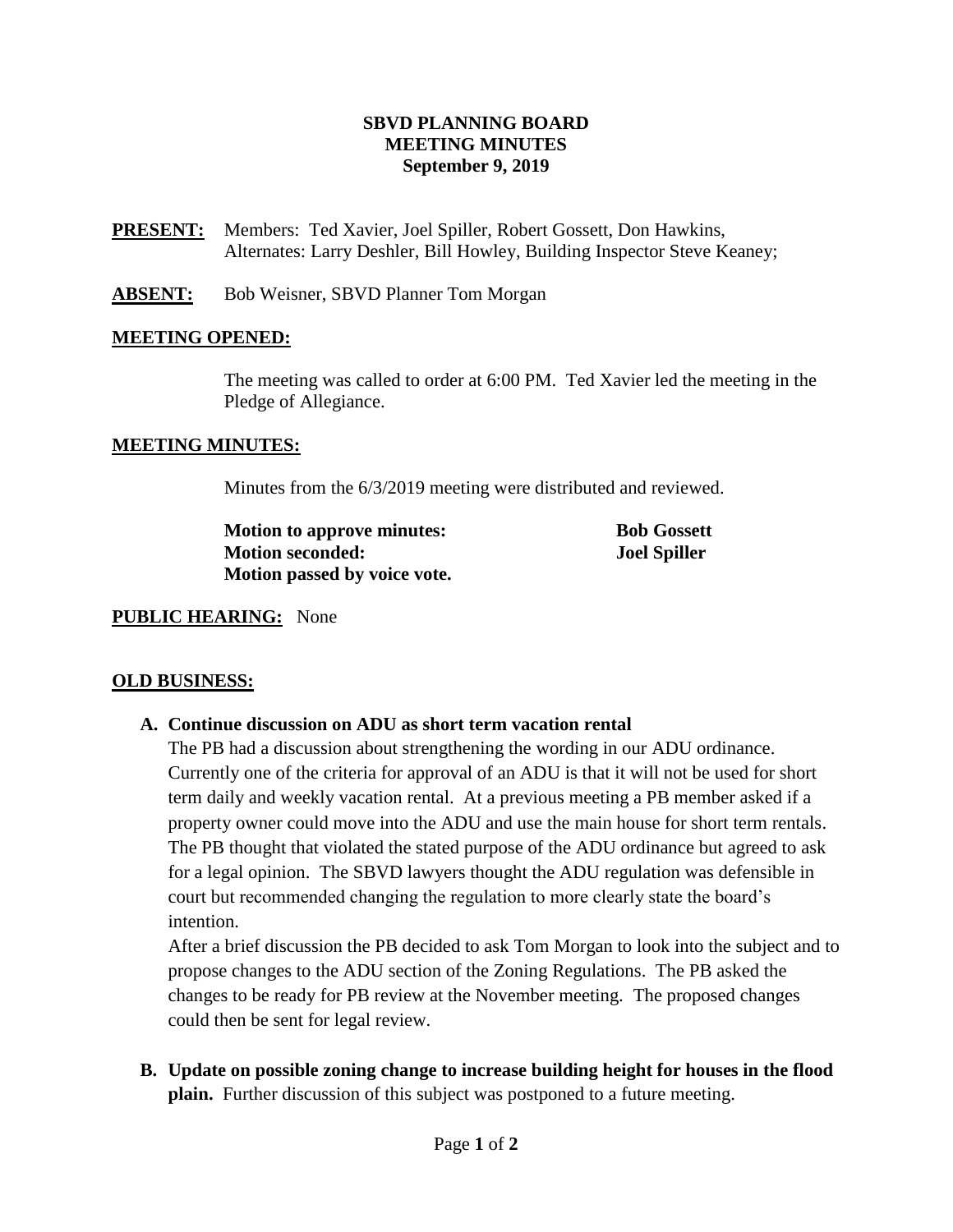# SBVD PLANNING BOARD
## MEETING MINUTES
### September 9, 2019

**PRESENT:** Members: Ted Xavier, Joel Spiller, Robert Gossett, Don Hawkins, Alternates: Larry Deshler, Bill Howley, Building Inspector Steve Keaney;

**ABSENT:** Bob Weisner, SBVD Planner Tom Morgan

**MEETING OPENED:**

The meeting was called to order at 6:00 PM. Ted Xavier led the meeting in the Pledge of Allegiance.

**MEETING MINUTES:**

Minutes from the 6/3/2019 meeting were distributed and reviewed.

**Motion to approve minutes:** **Bob Gossett**
**Motion seconded:** **Joel Spiller**
**Motion passed by voice vote.**

**PUBLIC HEARING:** None

**OLD BUSINESS:**

**A. Continue discussion on ADU as short term vacation rental**

The PB had a discussion about strengthening the wording in our ADU ordinance. Currently one of the criteria for approval of an ADU is that it will not be used for short term daily and weekly vacation rental. At a previous meeting a PB member asked if a property owner could move into the ADU and use the main house for short term rentals. The PB thought that violated the stated purpose of the ADU ordinance but agreed to ask for a legal opinion. The SBVD lawyers thought the ADU regulation was defensible in court but recommended changing the regulation to more clearly state the board's intention.

After a brief discussion the PB decided to ask Tom Morgan to look into the subject and to propose changes to the ADU section of the Zoning Regulations. The PB asked the changes to be ready for PB review at the November meeting. The proposed changes could then be sent for legal review.

**B. Update on possible zoning change to increase building height for houses in the flood plain.** Further discussion of this subject was postponed to a future meeting.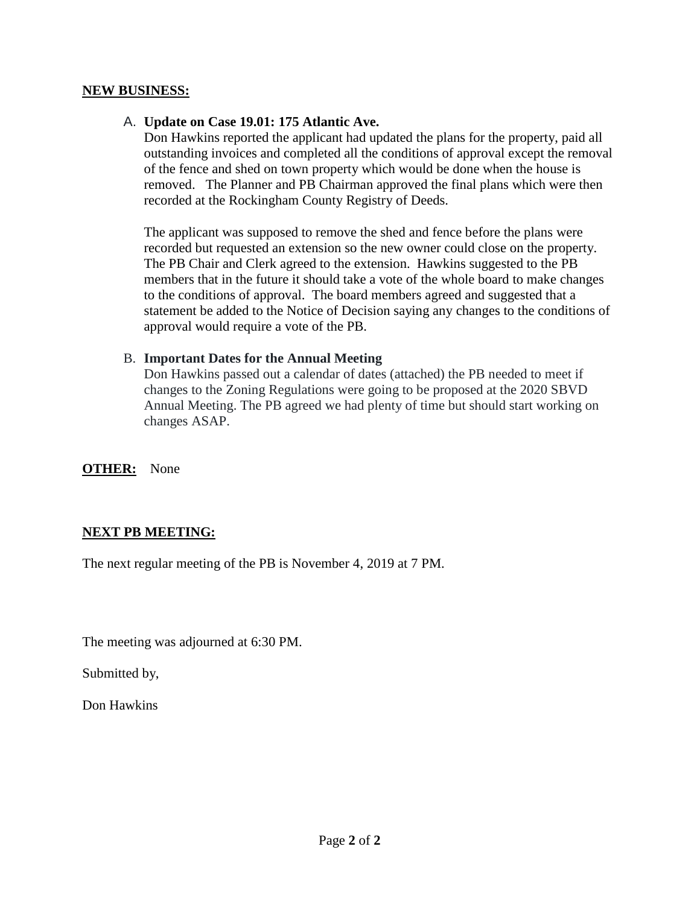**NEW BUSINESS:**

A. **Update on Case 19.01: 175 Atlantic Ave.**

   Don Hawkins reported the applicant had updated the plans for the property, paid all outstanding invoices and completed all the conditions of approval except the removal of the fence and shed on town property which would be done when the house is removed. The Planner and PB Chairman approved the final plans which were then recorded at the Rockingham County Registry of Deeds.

   The applicant was supposed to remove the shed and fence before the plans were recorded but requested an extension so the new owner could close on the property. The PB Chair and Clerk agreed to the extension. Hawkins suggested to the PB members that in the future it should take a vote of the whole board to make changes to the conditions of approval. The board members agreed and suggested that a statement be added to the Notice of Decision saying any changes to the conditions of approval would require a vote of the PB.

B. **Important Dates for the Annual Meeting**

   Don Hawkins passed out a calendar of dates (attached) the PB needed to meet if changes to the Zoning Regulations were going to be proposed at the 2020 SBVD Annual Meeting. The PB agreed we had plenty of time but should start working on changes ASAP.

**OTHER:** None

**NEXT PB MEETING:**

The next regular meeting of the PB is November 4, 2019 at 7 PM.

The meeting was adjourned at 6:30 PM.

Submitted by,

Don Hawkins